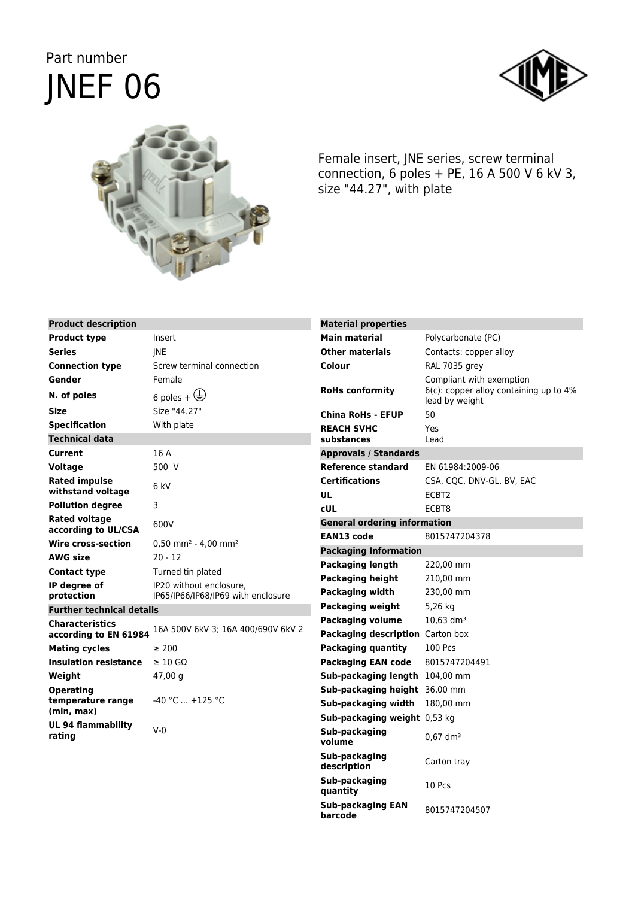Part number

# JNEF 06

Female insert, JNE series, screw terminal connection, 6 poles + PE, 16 A 500 V 6 kV 3, size "44.27", with plate

| Product description | |
|---|---|
| **Product type** | Insert |
| **Series** | JNE |
| **Connection type** | Screw terminal connection |
| **Gender** | Female |
| **N. of poles** | 6 poles + ⏚ |
| **Size** | Size "44.27" |
| **Specification** | With plate |
| **Technical data** | |
| **Current** | 16 A |
| **Voltage** | 500 V |
| **Rated impulse withstand voltage** | 6 kV |
| **Pollution degree** | 3 |
| **Rated voltage according to UL/CSA** | 600V |
| **Wire cross-section** | 0,50 mm² - 4,00 mm² |
| **AWG size** | 20 - 12 |
| **Contact type** | Turned tin plated |
| **IP degree of protection** | IP20 without enclosure, IP65/IP66/IP68/IP69 with enclosure |
| **Further technical details** | |
| **Characteristics according to EN 61984** | 16A 500V 6kV 3; 16A 400/690V 6kV 2 |
| **Mating cycles** | ≥ 200 |
| **Insulation resistance** | ≥ 10 GΩ |
| **Weight** | 47,00 g |
| **Operating temperature range (min, max)** | -40 °C ... +125 °C |
| **UL 94 flammability rating** | V-0 |

| Material properties | |
|---|---|
| **Main material** | Polycarbonate (PC) |
| **Other materials** | Contacts: copper alloy |
| **Colour** | RAL 7035 grey |
| **RoHs conformity** | Compliant with exemption 6(c): copper alloy containing up to 4% lead by weight |
| **China RoHs - EFUP** | 50 |
| **REACH SVHC substances** | Yes Lead |
| **Approvals / Standards** | |
| **Reference standard** | EN 61984:2009-06 |
| **Certifications** | CSA, CQC, DNV-GL, BV, EAC |
| **UL** | ECBT2 |
| **cUL** | ECBT8 |
| **General ordering information** | |
| **EAN13 code** | 8015747204378 |
| **Packaging Information** | |
| **Packaging length** | 220,00 mm |
| **Packaging height** | 210,00 mm |
| **Packaging width** | 230,00 mm |
| **Packaging weight** | 5,26 kg |
| **Packaging volume** | 10,63 dm³ |
| **Packaging description** | Carton box |
| **Packaging quantity** | 100 Pcs |
| **Packaging EAN code** | 8015747204491 |
| **Sub-packaging length** | 104,00 mm |
| **Sub-packaging height** | 36,00 mm |
| **Sub-packaging width** | 180,00 mm |
| **Sub-packaging weight** | 0,53 kg |
| **Sub-packaging volume** | 0,67 dm³ |
| **Sub-packaging description** | Carton tray |
| **Sub-packaging quantity** | 10 Pcs |
| **Sub-packaging EAN barcode** | 8015747204507 |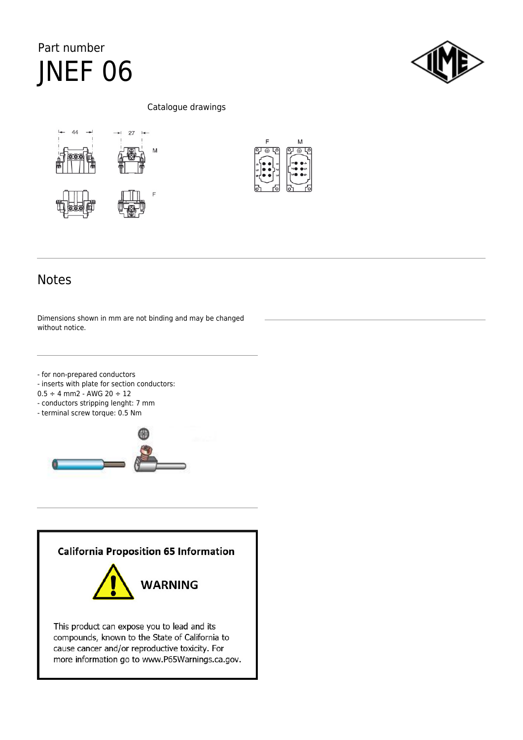Part number

# JNEF 06

Catalogue drawings

44

27

M

F

F

M

## Notes

Dimensions shown in mm are not binding and may be changed without notice.

- for non-prepared conductors
- inserts with plate for section conductors:
0.5 ÷ 4 mm2 - AWG 20 ÷ 12
- conductors stripping lenght: 7 mm
- terminal screw torque: 0.5 Nm

**California Proposition 65 Information**

**WARNING**

This product can expose you to lead and its compounds, known to the State of California to cause cancer and/or reproductive toxicity. For more information go to www.P65Warnings.ca.gov.